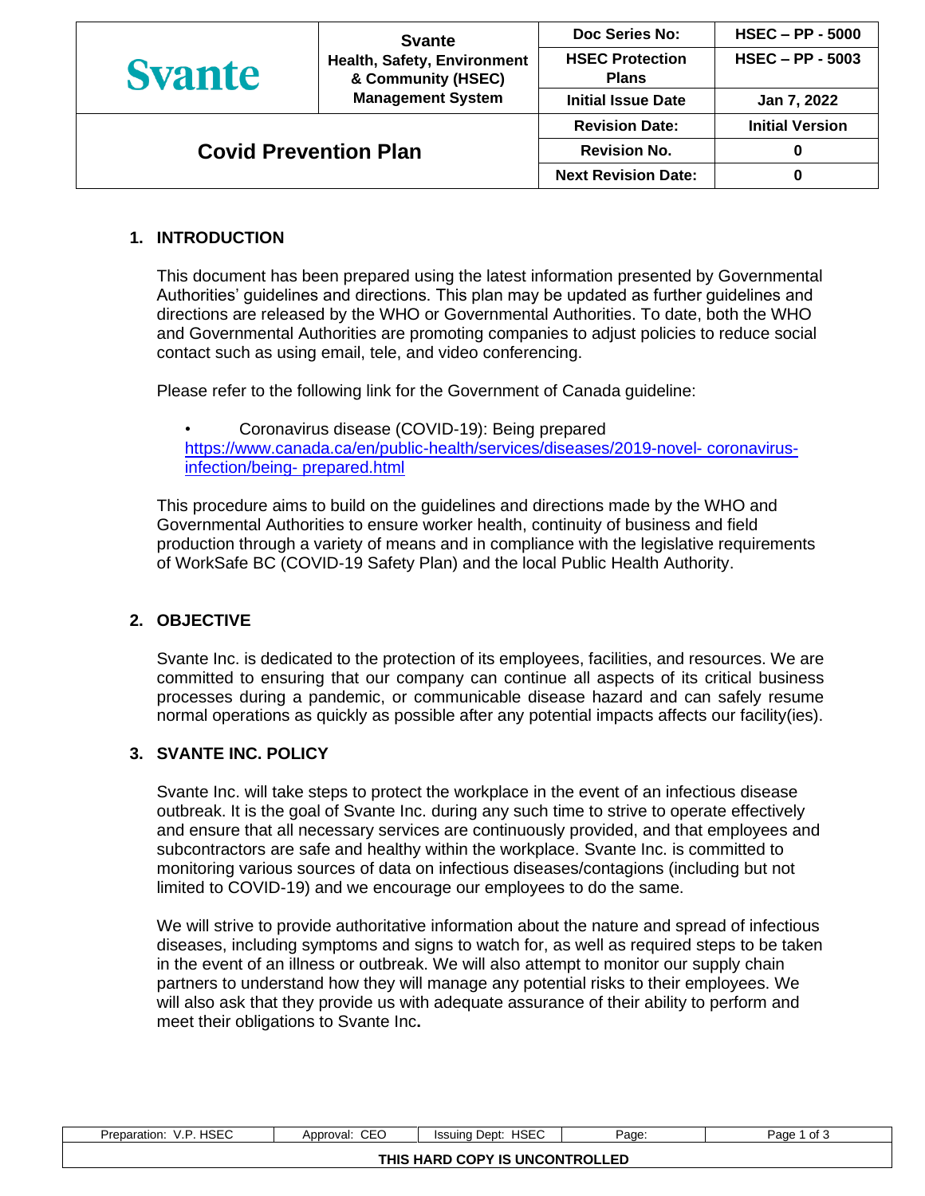| Svante | Svante Health, Safety, Environment & Community (HSEC) Management System | Doc Series No: | HSEC – PP - 5000 |
|---|---|---|---|
| | | HSEC Protection Plans | HSEC – PP - 5003 |
| | | Initial Issue Date | Jan 7, 2022 |
| Covid Prevention Plan | | Revision Date: | Initial Version |
| | | Revision No. | 0 |
| | | Next Revision Date: | 0 |

## 1. INTRODUCTION

This document has been prepared using the latest information presented by Governmental Authorities' guidelines and directions. This plan may be updated as further guidelines and directions are released by the WHO or Governmental Authorities. To date, both the WHO and Governmental Authorities are promoting companies to adjust policies to reduce social contact such as using email, tele, and video conferencing.

Please refer to the following link for the Government of Canada guideline:

- Coronavirus disease (COVID-19): Being prepared
  https://www.canada.ca/en/public-health/services/diseases/2019-novel- coronavirus-infection/being- prepared.html

This procedure aims to build on the guidelines and directions made by the WHO and Governmental Authorities to ensure worker health, continuity of business and field production through a variety of means and in compliance with the legislative requirements of WorkSafe BC (COVID-19 Safety Plan) and the local Public Health Authority.

## 2. OBJECTIVE

Svante Inc. is dedicated to the protection of its employees, facilities, and resources. We are committed to ensuring that our company can continue all aspects of its critical business processes during a pandemic, or communicable disease hazard and can safely resume normal operations as quickly as possible after any potential impacts affects our facility(ies).

## 3. SVANTE INC. POLICY

Svante Inc. will take steps to protect the workplace in the event of an infectious disease outbreak. It is the goal of Svante Inc. during any such time to strive to operate effectively and ensure that all necessary services are continuously provided, and that employees and subcontractors are safe and healthy within the workplace. Svante Inc. is committed to monitoring various sources of data on infectious diseases/contagions (including but not limited to COVID-19) and we encourage our employees to do the same.

We will strive to provide authoritative information about the nature and spread of infectious diseases, including symptoms and signs to watch for, as well as required steps to be taken in the event of an illness or outbreak. We will also attempt to monitor our supply chain partners to understand how they will manage any potential risks to their employees. We will also ask that they provide us with adequate assurance of their ability to perform and meet their obligations to Svante Inc**.**

| Preparation: V.P. HSEC | Approval: CEO | Issuing Dept: HSEC | Page: | Page 1 of 3 |
|---|---|---|---|---|
| THIS HARD COPY IS UNCONTROLLED | | | | |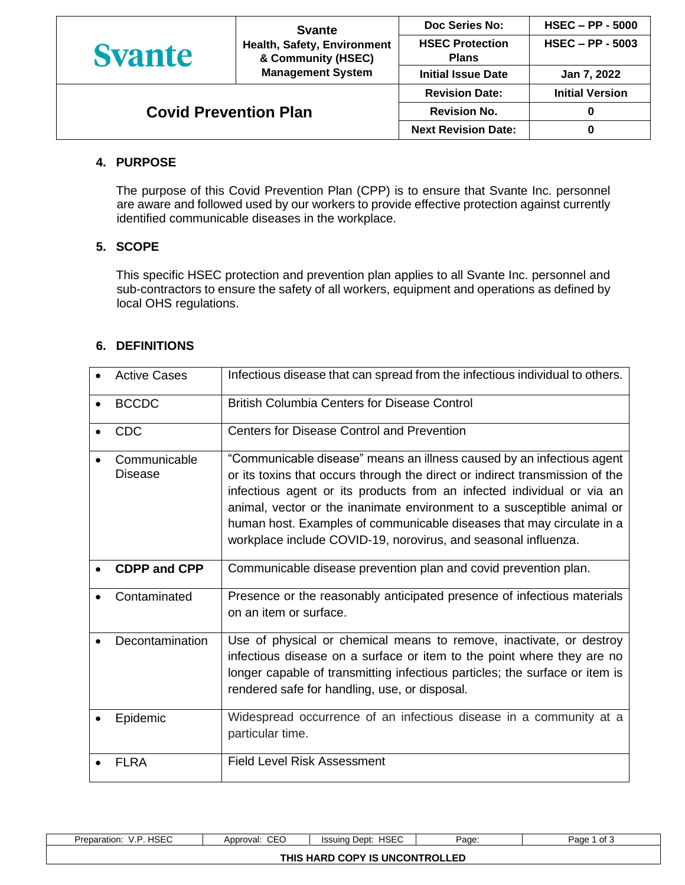| Svante | Svante Health, Safety, Environment & Community (HSEC) Management System | Doc Series No: | HSEC – PP - 5000 |
|---|---|---|---|
| | | HSEC Protection Plans | HSEC – PP - 5003 |
| | | Initial Issue Date | Jan 7, 2022 |
| Covid Prevention Plan | | Revision Date: | Initial Version |
| | | Revision No. | 0 |
| | | Next Revision Date: | 0 |

## 4. PURPOSE

The purpose of this Covid Prevention Plan (CPP) is to ensure that Svante Inc. personnel are aware and followed used by our workers to provide effective protection against currently identified communicable diseases in the workplace.

## 5. SCOPE

This specific HSEC protection and prevention plan applies to all Svante Inc. personnel and sub-contractors to ensure the safety of all workers, equipment and operations as defined by local OHS regulations.

## 6. DEFINITIONS

| Term | Definition |
|---|---|
| • Active Cases | Infectious disease that can spread from the infectious individual to others. |
| • BCCDC | British Columbia Centers for Disease Control |
| • CDC | Centers for Disease Control and Prevention |
| • Communicable Disease | "Communicable disease" means an illness caused by an infectious agent or its toxins that occurs through the direct or indirect transmission of the infectious agent or its products from an infected individual or via an animal, vector or the inanimate environment to a susceptible animal or human host. Examples of communicable diseases that may circulate in a workplace include COVID-19, norovirus, and seasonal influenza. |
| • **CDPP and CPP** | Communicable disease prevention plan and covid prevention plan. |
| • Contaminated | Presence or the reasonably anticipated presence of infectious materials on an item or surface. |
| • Decontamination | Use of physical or chemical means to remove, inactivate, or destroy infectious disease on a surface or item to the point where they are no longer capable of transmitting infectious particles; the surface or item is rendered safe for handling, use, or disposal. |
| • Epidemic | Widespread occurrence of an infectious disease in a community at a particular time. |
| • FLRA | Field Level Risk Assessment |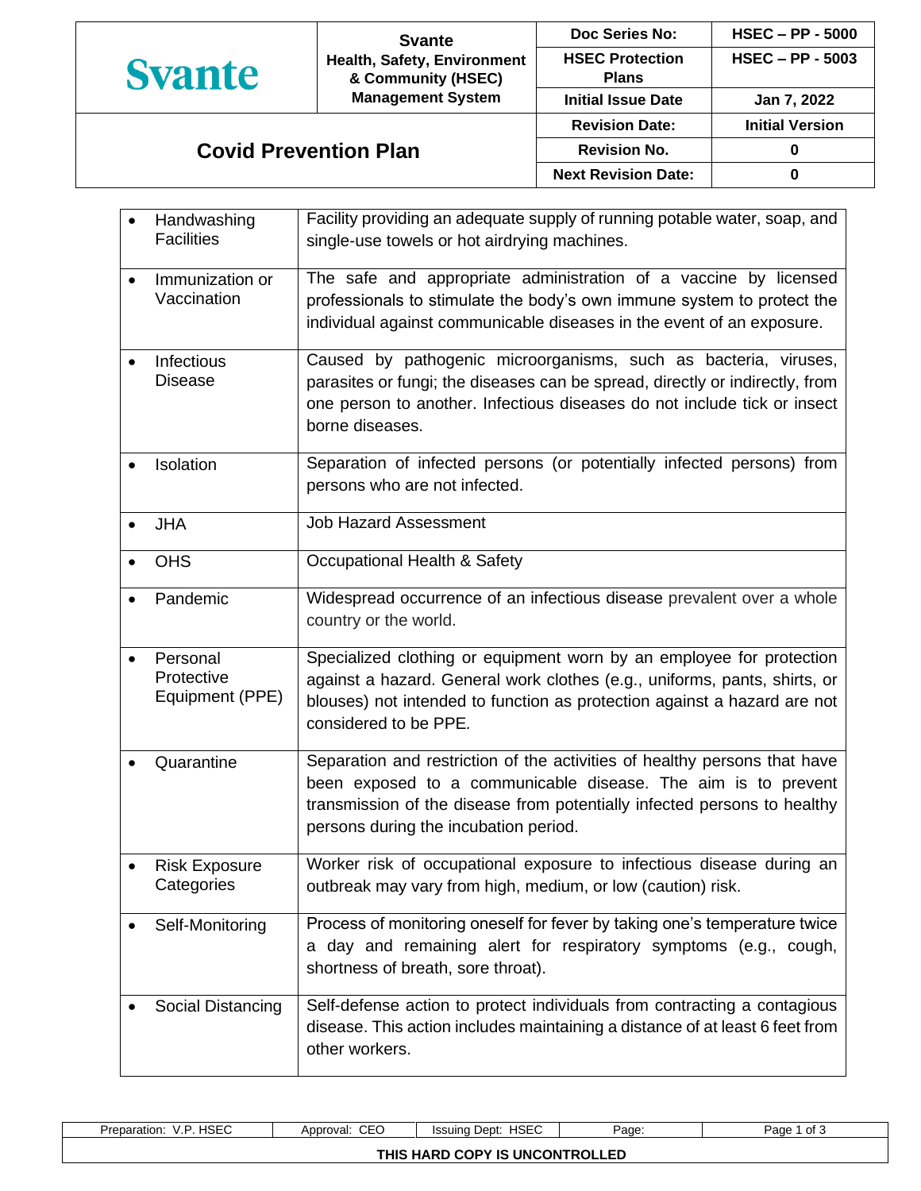| Term | Definition |
|---|---|
| • Handwashing Facilities | Facility providing an adequate supply of running potable water, soap, and single-use towels or hot airdrying machines. |
| • Immunization or Vaccination | The safe and appropriate administration of a vaccine by licensed professionals to stimulate the body's own immune system to protect the individual against communicable diseases in the event of an exposure. |
| • Infectious Disease | Caused by pathogenic microorganisms, such as bacteria, viruses, parasites or fungi; the diseases can be spread, directly or indirectly, from one person to another. Infectious diseases do not include tick or insect borne diseases. |
| • Isolation | Separation of infected persons (or potentially infected persons) from persons who are not infected. |
| • JHA | Job Hazard Assessment |
| • OHS | Occupational Health & Safety |
| • Pandemic | Widespread occurrence of an infectious disease prevalent over a whole country or the world. |
| • Personal Protective Equipment (PPE) | Specialized clothing or equipment worn by an employee for protection against a hazard. General work clothes (e.g., uniforms, pants, shirts, or blouses) not intended to function as protection against a hazard are not considered to be PPE. |
| • Quarantine | Separation and restriction of the activities of healthy persons that have been exposed to a communicable disease. The aim is to prevent transmission of the disease from potentially infected persons to healthy persons during the incubation period. |
| • Risk Exposure Categories | Worker risk of occupational exposure to infectious disease during an outbreak may vary from high, medium, or low (caution) risk. |
| • Self-Monitoring | Process of monitoring oneself for fever by taking one's temperature twice a day and remaining alert for respiratory symptoms (e.g., cough, shortness of breath, sore throat). |
| • Social Distancing | Self-defense action to protect individuals from contracting a contagious disease. This action includes maintaining a distance of at least 6 feet from other workers. |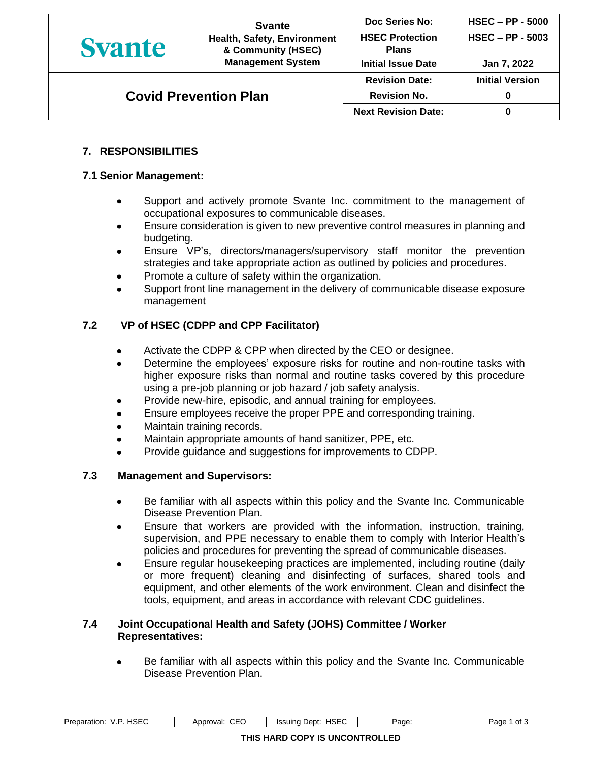## 7. RESPONSIBILITIES

### 7.1 Senior Management:

- Support and actively promote Svante Inc. commitment to the management of occupational exposures to communicable diseases.
- Ensure consideration is given to new preventive control measures in planning and budgeting.
- Ensure VP's, directors/managers/supervisory staff monitor the prevention strategies and take appropriate action as outlined by policies and procedures.
- Promote a culture of safety within the organization.
- Support front line management in the delivery of communicable disease exposure management

### 7.2 VP of HSEC (CDPP and CPP Facilitator)

- Activate the CDPP & CPP when directed by the CEO or designee.
- Determine the employees' exposure risks for routine and non-routine tasks with higher exposure risks than normal and routine tasks covered by this procedure using a pre-job planning or job hazard / job safety analysis.
- Provide new-hire, episodic, and annual training for employees.
- Ensure employees receive the proper PPE and corresponding training.
- Maintain training records.
- Maintain appropriate amounts of hand sanitizer, PPE, etc.
- Provide guidance and suggestions for improvements to CDPP.

### 7.3 Management and Supervisors:

- Be familiar with all aspects within this policy and the Svante Inc. Communicable Disease Prevention Plan.
- Ensure that workers are provided with the information, instruction, training, supervision, and PPE necessary to enable them to comply with Interior Health's policies and procedures for preventing the spread of communicable diseases.
- Ensure regular housekeeping practices are implemented, including routine (daily or more frequent) cleaning and disinfecting of surfaces, shared tools and equipment, and other elements of the work environment. Clean and disinfect the tools, equipment, and areas in accordance with relevant CDC guidelines.

### 7.4 Joint Occupational Health and Safety (JOHS) Committee / Worker Representatives:

- Be familiar with all aspects within this policy and the Svante Inc. Communicable Disease Prevention Plan.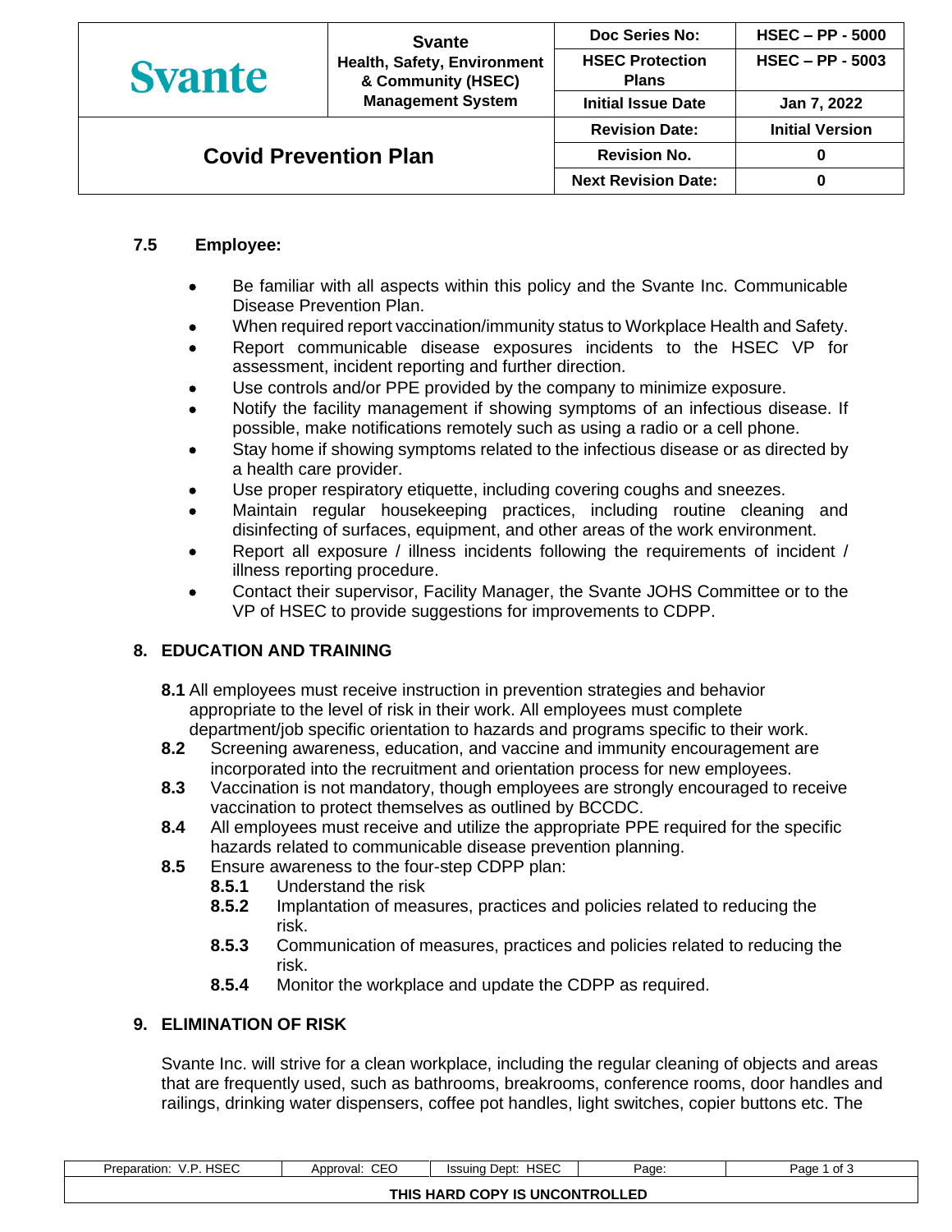### 7.5 Employee:

- Be familiar with all aspects within this policy and the Svante Inc. Communicable Disease Prevention Plan.
- When required report vaccination/immunity status to Workplace Health and Safety.
- Report communicable disease exposures incidents to the HSEC VP for assessment, incident reporting and further direction.
- Use controls and/or PPE provided by the company to minimize exposure.
- Notify the facility management if showing symptoms of an infectious disease. If possible, make notifications remotely such as using a radio or a cell phone.
- Stay home if showing symptoms related to the infectious disease or as directed by a health care provider.
- Use proper respiratory etiquette, including covering coughs and sneezes.
- Maintain regular housekeeping practices, including routine cleaning and disinfecting of surfaces, equipment, and other areas of the work environment.
- Report all exposure / illness incidents following the requirements of incident / illness reporting procedure.
- Contact their supervisor, Facility Manager, the Svante JOHS Committee or to the VP of HSEC to provide suggestions for improvements to CDPP.

## 8. EDUCATION AND TRAINING

**8.1** All employees must receive instruction in prevention strategies and behavior appropriate to the level of risk in their work. All employees must complete department/job specific orientation to hazards and programs specific to their work.

**8.2** Screening awareness, education, and vaccine and immunity encouragement are incorporated into the recruitment and orientation process for new employees.

**8.3** Vaccination is not mandatory, though employees are strongly encouraged to receive vaccination to protect themselves as outlined by BCCDC.

**8.4** All employees must receive and utilize the appropriate PPE required for the specific hazards related to communicable disease prevention planning.

**8.5** Ensure awareness to the four-step CDPP plan:

- **8.5.1** Understand the risk
- **8.5.2** Implantation of measures, practices and policies related to reducing the risk.
- **8.5.3** Communication of measures, practices and policies related to reducing the risk.
- **8.5.4** Monitor the workplace and update the CDPP as required.

## 9. ELIMINATION OF RISK

Svante Inc. will strive for a clean workplace, including the regular cleaning of objects and areas that are frequently used, such as bathrooms, breakrooms, conference rooms, door handles and railings, drinking water dispensers, coffee pot handles, light switches, copier buttons etc. The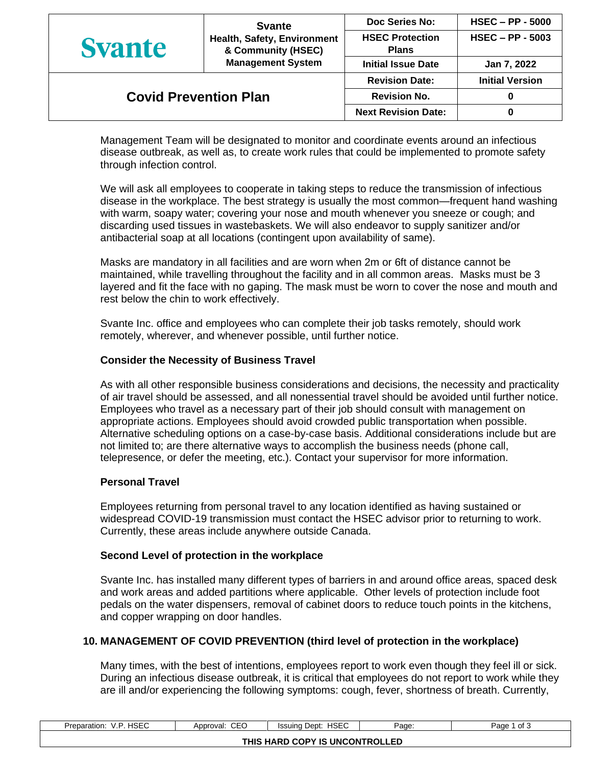Management Team will be designated to monitor and coordinate events around an infectious disease outbreak, as well as, to create work rules that could be implemented to promote safety through infection control.

We will ask all employees to cooperate in taking steps to reduce the transmission of infectious disease in the workplace. The best strategy is usually the most common—frequent hand washing with warm, soapy water; covering your nose and mouth whenever you sneeze or cough; and discarding used tissues in wastebaskets. We will also endeavor to supply sanitizer and/or antibacterial soap at all locations (contingent upon availability of same).

Masks are mandatory in all facilities and are worn when 2m or 6ft of distance cannot be maintained, while travelling throughout the facility and in all common areas. Masks must be 3 layered and fit the face with no gaping. The mask must be worn to cover the nose and mouth and rest below the chin to work effectively.

Svante Inc. office and employees who can complete their job tasks remotely, should work remotely, wherever, and whenever possible, until further notice.

**Consider the Necessity of Business Travel**

As with all other responsible business considerations and decisions, the necessity and practicality of air travel should be assessed, and all nonessential travel should be avoided until further notice. Employees who travel as a necessary part of their job should consult with management on appropriate actions. Employees should avoid crowded public transportation when possible. Alternative scheduling options on a case-by-case basis. Additional considerations include but are not limited to; are there alternative ways to accomplish the business needs (phone call, telepresence, or defer the meeting, etc.). Contact your supervisor for more information.

**Personal Travel**

Employees returning from personal travel to any location identified as having sustained or widespread COVID-19 transmission must contact the HSEC advisor prior to returning to work. Currently, these areas include anywhere outside Canada.

**Second Level of protection in the workplace**

Svante Inc. has installed many different types of barriers in and around office areas, spaced desk and work areas and added partitions where applicable. Other levels of protection include foot pedals on the water dispensers, removal of cabinet doors to reduce touch points in the kitchens, and copper wrapping on door handles.

## 10. MANAGEMENT OF COVID PREVENTION (third level of protection in the workplace)

Many times, with the best of intentions, employees report to work even though they feel ill or sick. During an infectious disease outbreak, it is critical that employees do not report to work while they are ill and/or experiencing the following symptoms: cough, fever, shortness of breath. Currently,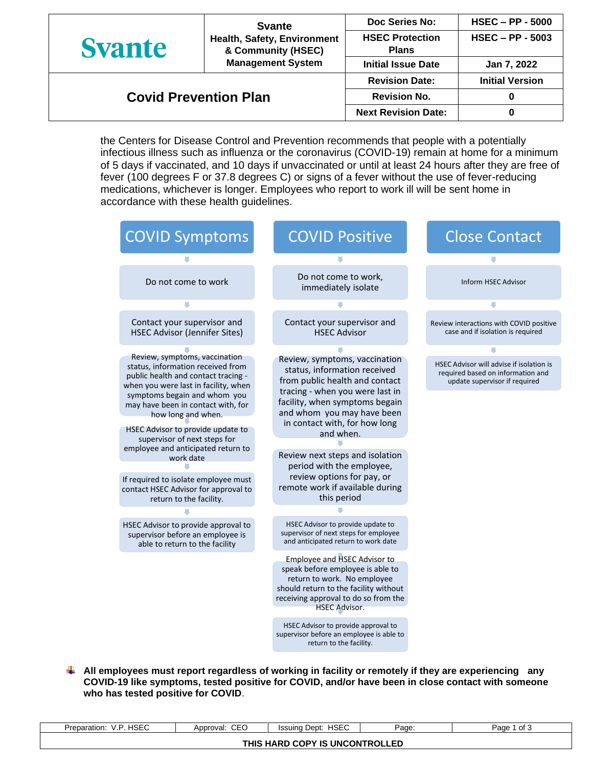the Centers for Disease Control and Prevention recommends that people with a potentially infectious illness such as influenza or the coronavirus (COVID-19) remain at home for a minimum of 5 days if vaccinated, and 10 days if unvaccinated or until at least 24 hours after they are free of fever (100 degrees F or 37.8 degrees C) or signs of a fever without the use of fever-reducing medications, whichever is longer. Employees who report to work ill will be sent home in accordance with these health guidelines.

### COVID Symptoms

1. Do not come to work
2. Contact your supervisor and HSEC Advisor (Jennifer Sites)
3. Review, symptoms, vaccination status, information received from public health and contact tracing - when you were last in facility, when symptoms begain and whom you may have been in contact with, for how long and when.
4. HSEC Advisor to provide update to supervisor of next steps for employee and anticipated return to work date
5. If required to isolate employee must contact HSEC Advisor for approval to return to the facility.
6. HSEC Advisor to provide approval to supervisor before an employee is able to return to the facility

### COVID Positive

1. Do not come to work, immediately isolate
2. Contact your supervisor and HSEC Advisor
3. Review, symptoms, vaccination status, information received from public health and contact tracing - when you were last in facility, when symptoms begain and whom you may have been in contact with, for how long and when.
4. Review next steps and isolation period with the employee, review options for pay, or remote work if available during this period
5. HSEC Advisor to provide update to supervisor of next steps for employee and anticipated return to work date
6. Employee and HSEC Advisor to speak before employee is able to return to work. No employee should return to the facility without receiving approval to do so from the HSEC Advisor.
7. HSEC Advisor to provide approval to supervisor before an employee is able to return to the facility.

### Close Contact

1. Inform HSEC Advisor
2. Review interactions with COVID positive case and if isolation is required
3. HSEC Advisor will advise if isolation is required based on information and update supervisor if required

- **All employees must report regardless of working in facility or remotely if they are experiencing any COVID-19 like symptoms, tested positive for COVID, and/or have been in close contact with someone who has tested positive for COVID**.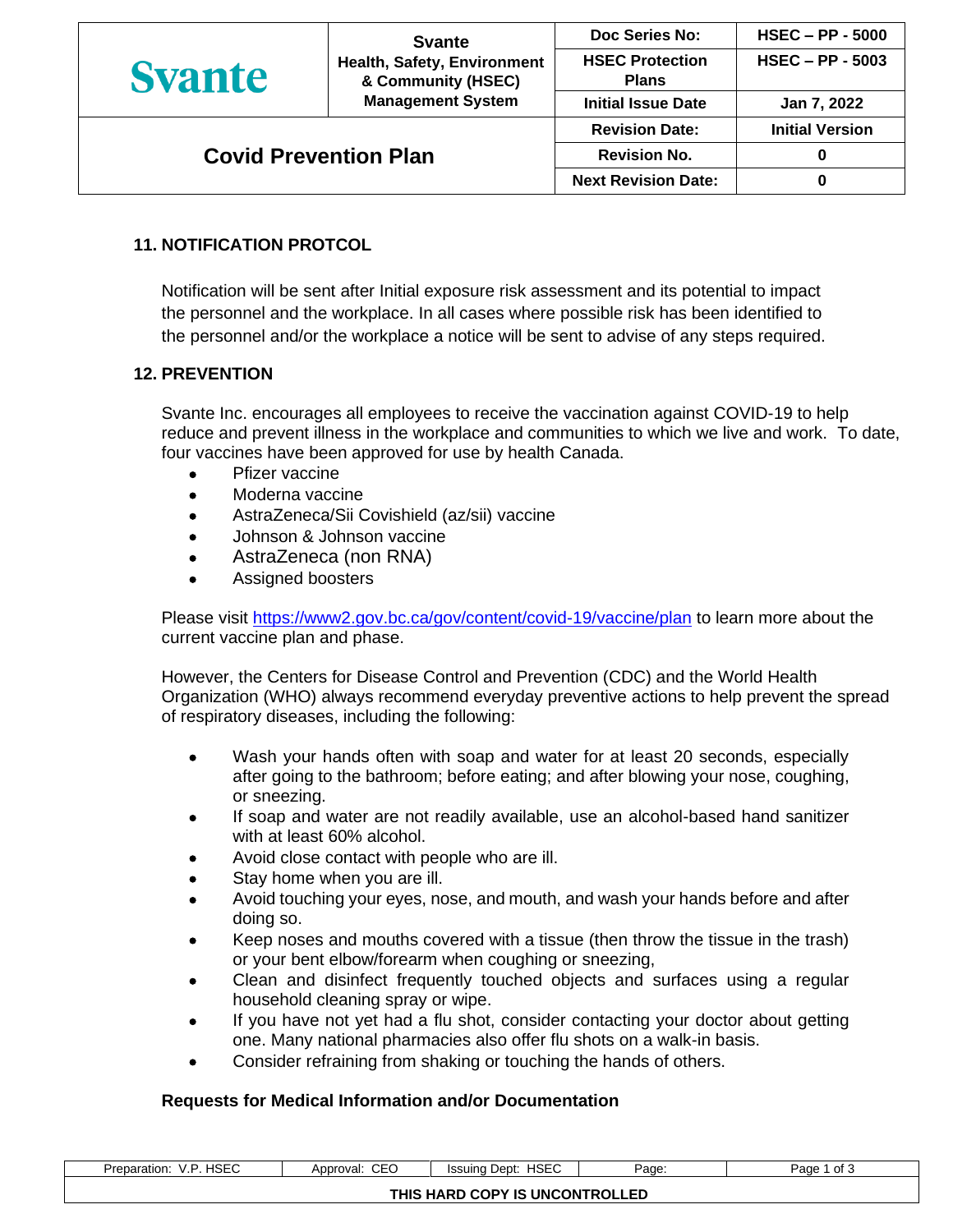## 11. NOTIFICATION PROTCOL

Notification will be sent after Initial exposure risk assessment and its potential to impact the personnel and the workplace. In all cases where possible risk has been identified to the personnel and/or the workplace a notice will be sent to advise of any steps required.

## 12. PREVENTION

Svante Inc. encourages all employees to receive the vaccination against COVID-19 to help reduce and prevent illness in the workplace and communities to which we live and work. To date, four vaccines have been approved for use by health Canada.

- Pfizer vaccine
- Moderna vaccine
- AstraZeneca/Sii Covishield (az/sii) vaccine
- Johnson & Johnson vaccine
- AstraZeneca (non RNA)
- Assigned boosters

Please visit https://www2.gov.bc.ca/gov/content/covid-19/vaccine/plan to learn more about the current vaccine plan and phase.

However, the Centers for Disease Control and Prevention (CDC) and the World Health Organization (WHO) always recommend everyday preventive actions to help prevent the spread of respiratory diseases, including the following:

- Wash your hands often with soap and water for at least 20 seconds, especially after going to the bathroom; before eating; and after blowing your nose, coughing, or sneezing.
- If soap and water are not readily available, use an alcohol-based hand sanitizer with at least 60% alcohol.
- Avoid close contact with people who are ill.
- Stay home when you are ill.
- Avoid touching your eyes, nose, and mouth, and wash your hands before and after doing so.
- Keep noses and mouths covered with a tissue (then throw the tissue in the trash) or your bent elbow/forearm when coughing or sneezing,
- Clean and disinfect frequently touched objects and surfaces using a regular household cleaning spray or wipe.
- If you have not yet had a flu shot, consider contacting your doctor about getting one. Many national pharmacies also offer flu shots on a walk-in basis.
- Consider refraining from shaking or touching the hands of others.

### Requests for Medical Information and/or Documentation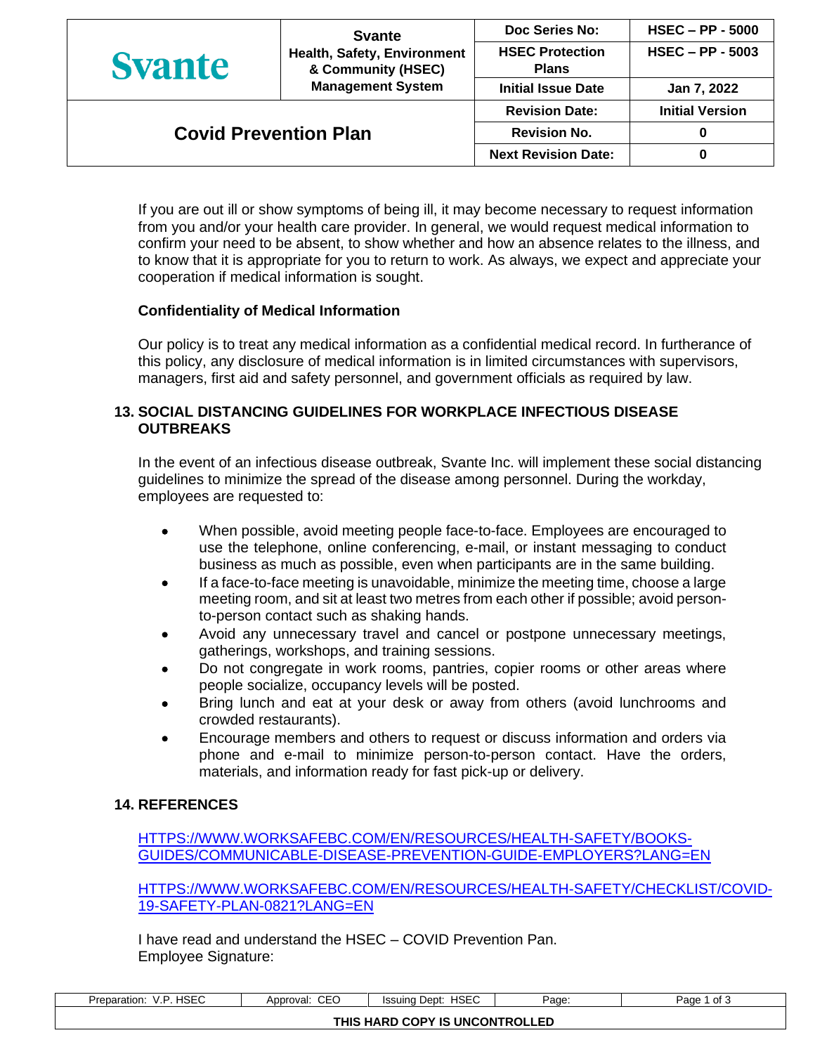If you are out ill or show symptoms of being ill, it may become necessary to request information from you and/or your health care provider. In general, we would request medical information to confirm your need to be absent, to show whether and how an absence relates to the illness, and to know that it is appropriate for you to return to work. As always, we expect and appreciate your cooperation if medical information is sought.

**Confidentiality of Medical Information**

Our policy is to treat any medical information as a confidential medical record. In furtherance of this policy, any disclosure of medical information is in limited circumstances with supervisors, managers, first aid and safety personnel, and government officials as required by law.

## 13. SOCIAL DISTANCING GUIDELINES FOR WORKPLACE INFECTIOUS DISEASE OUTBREAKS

In the event of an infectious disease outbreak, Svante Inc. will implement these social distancing guidelines to minimize the spread of the disease among personnel. During the workday, employees are requested to:

- When possible, avoid meeting people face-to-face. Employees are encouraged to use the telephone, online conferencing, e-mail, or instant messaging to conduct business as much as possible, even when participants are in the same building.
- If a face-to-face meeting is unavoidable, minimize the meeting time, choose a large meeting room, and sit at least two metres from each other if possible; avoid person-to-person contact such as shaking hands.
- Avoid any unnecessary travel and cancel or postpone unnecessary meetings, gatherings, workshops, and training sessions.
- Do not congregate in work rooms, pantries, copier rooms or other areas where people socialize, occupancy levels will be posted.
- Bring lunch and eat at your desk or away from others (avoid lunchrooms and crowded restaurants).
- Encourage members and others to request or discuss information and orders via phone and e-mail to minimize person-to-person contact. Have the orders, materials, and information ready for fast pick-up or delivery.

## 14. REFERENCES

HTTPS://WWW.WORKSAFEBC.COM/EN/RESOURCES/HEALTH-SAFETY/BOOKS-GUIDES/COMMUNICABLE-DISEASE-PREVENTION-GUIDE-EMPLOYERS?LANG=EN

HTTPS://WWW.WORKSAFEBC.COM/EN/RESOURCES/HEALTH-SAFETY/CHECKLIST/COVID-19-SAFETY-PLAN-0821?LANG=EN

I have read and understand the HSEC – COVID Prevention Pan.
Employee Signature: